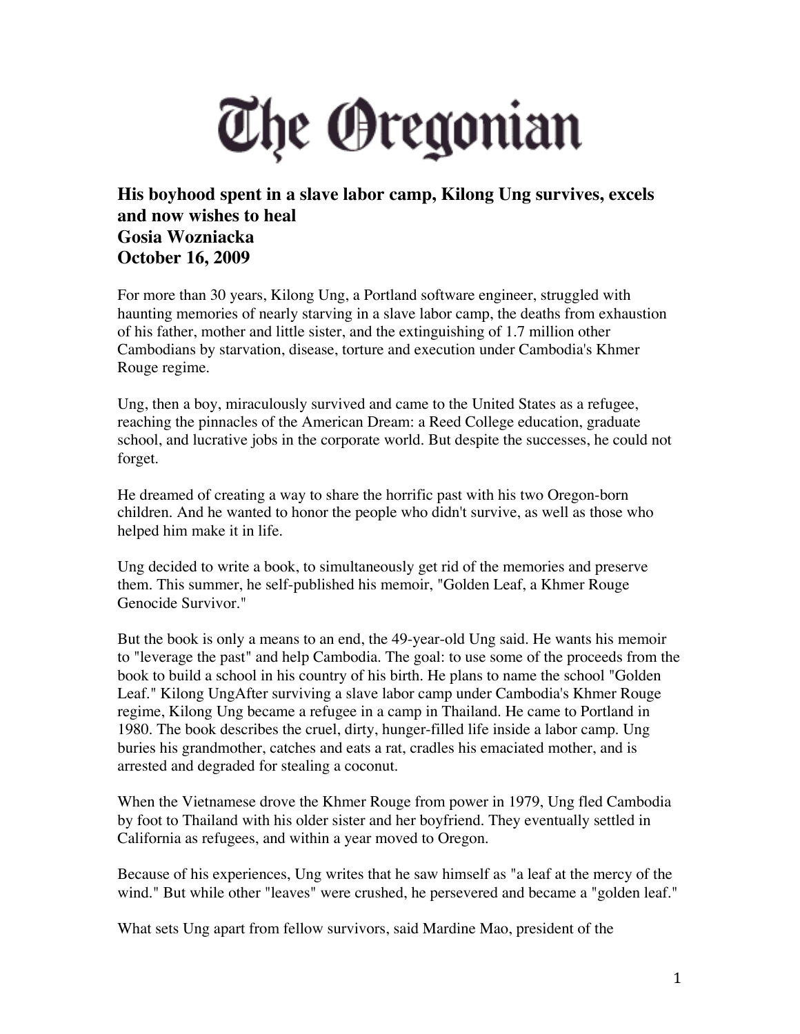# The Oregonian

**His boyhood spent in a slave labor camp, Kilong Ung survives, excels and now wishes to heal**
**Gosia Wozniacka**
**October 16, 2009**

For more than 30 years, Kilong Ung, a Portland software engineer, struggled with haunting memories of nearly starving in a slave labor camp, the deaths from exhaustion of his father, mother and little sister, and the extinguishing of 1.7 million other Cambodians by starvation, disease, torture and execution under Cambodia's Khmer Rouge regime.

Ung, then a boy, miraculously survived and came to the United States as a refugee, reaching the pinnacles of the American Dream: a Reed College education, graduate school, and lucrative jobs in the corporate world. But despite the successes, he could not forget.

He dreamed of creating a way to share the horrific past with his two Oregon-born children. And he wanted to honor the people who didn't survive, as well as those who helped him make it in life.

Ung decided to write a book, to simultaneously get rid of the memories and preserve them. This summer, he self-published his memoir, "Golden Leaf, a Khmer Rouge Genocide Survivor."

But the book is only a means to an end, the 49-year-old Ung said. He wants his memoir to "leverage the past" and help Cambodia. The goal: to use some of the proceeds from the book to build a school in his country of his birth. He plans to name the school "Golden Leaf." Kilong UngAfter surviving a slave labor camp under Cambodia's Khmer Rouge regime, Kilong Ung became a refugee in a camp in Thailand. He came to Portland in 1980. The book describes the cruel, dirty, hunger-filled life inside a labor camp. Ung buries his grandmother, catches and eats a rat, cradles his emaciated mother, and is arrested and degraded for stealing a coconut.

When the Vietnamese drove the Khmer Rouge from power in 1979, Ung fled Cambodia by foot to Thailand with his older sister and her boyfriend. They eventually settled in California as refugees, and within a year moved to Oregon.

Because of his experiences, Ung writes that he saw himself as "a leaf at the mercy of the wind." But while other "leaves" were crushed, he persevered and became a "golden leaf."

What sets Ung apart from fellow survivors, said Mardine Mao, president of the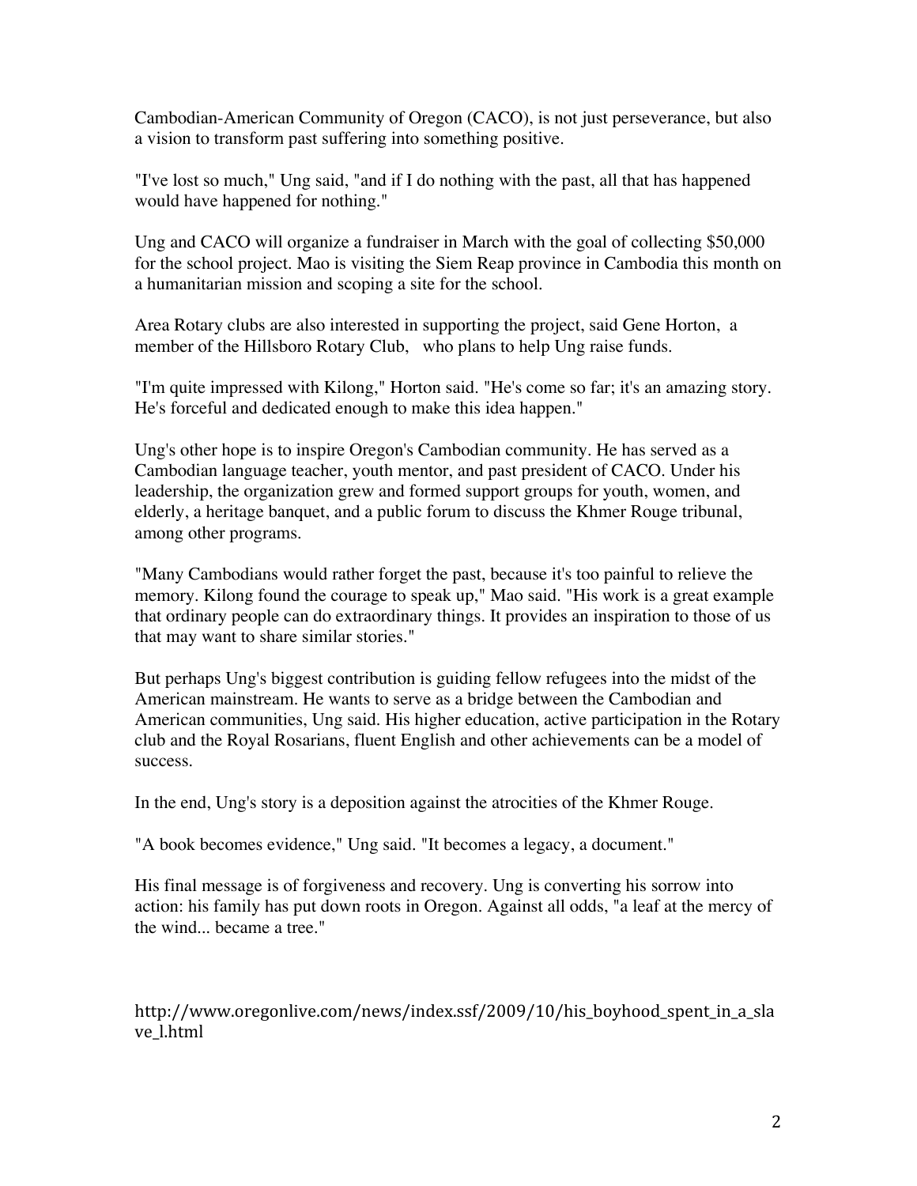Cambodian-American Community of Oregon (CACO), is not just perseverance, but also a vision to transform past suffering into something positive.

"I've lost so much," Ung said, "and if I do nothing with the past, all that has happened would have happened for nothing."

Ung and CACO will organize a fundraiser in March with the goal of collecting $50,000 for the school project. Mao is visiting the Siem Reap province in Cambodia this month on a humanitarian mission and scoping a site for the school.

Area Rotary clubs are also interested in supporting the project, said Gene Horton, a member of the Hillsboro Rotary Club, who plans to help Ung raise funds.

"I'm quite impressed with Kilong," Horton said. "He's come so far; it's an amazing story. He's forceful and dedicated enough to make this idea happen."

Ung's other hope is to inspire Oregon's Cambodian community. He has served as a Cambodian language teacher, youth mentor, and past president of CACO. Under his leadership, the organization grew and formed support groups for youth, women, and elderly, a heritage banquet, and a public forum to discuss the Khmer Rouge tribunal, among other programs.

"Many Cambodians would rather forget the past, because it's too painful to relieve the memory. Kilong found the courage to speak up," Mao said. "His work is a great example that ordinary people can do extraordinary things. It provides an inspiration to those of us that may want to share similar stories."

But perhaps Ung's biggest contribution is guiding fellow refugees into the midst of the American mainstream. He wants to serve as a bridge between the Cambodian and American communities, Ung said. His higher education, active participation in the Rotary club and the Royal Rosarians, fluent English and other achievements can be a model of success.

In the end, Ung's story is a deposition against the atrocities of the Khmer Rouge.

"A book becomes evidence," Ung said. "It becomes a legacy, a document."

His final message is of forgiveness and recovery. Ung is converting his sorrow into action: his family has put down roots in Oregon. Against all odds, "a leaf at the mercy of the wind... became a tree."

http://www.oregonlive.com/news/index.ssf/2009/10/his_boyhood_spent_in_a_slave_l.html